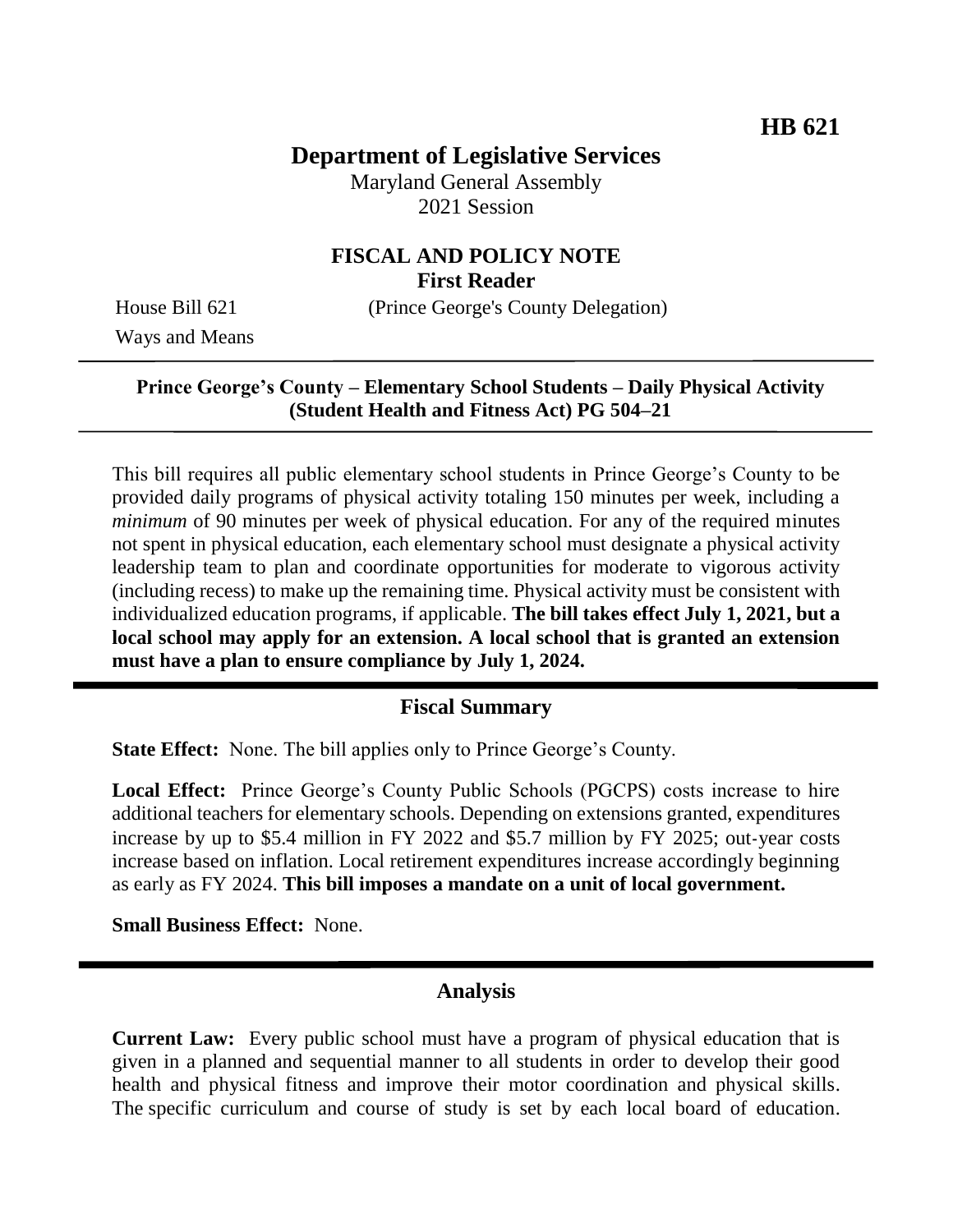**HB 621**

# Department of Legislative Services

Maryland General Assembly
2021 Session

## FISCAL AND POLICY NOTE
**First Reader**

House Bill 621 (Prince George's County Delegation)
Ways and Means

---

**Prince George's County – Elementary School Students – Daily Physical Activity (Student Health and Fitness Act) PG 504–21**

---

This bill requires all public elementary school students in Prince George's County to be provided daily programs of physical activity totaling 150 minutes per week, including a *minimum* of 90 minutes per week of physical education. For any of the required minutes not spent in physical education, each elementary school must designate a physical activity leadership team to plan and coordinate opportunities for moderate to vigorous activity (including recess) to make up the remaining time. Physical activity must be consistent with individualized education programs, if applicable. **The bill takes effect July 1, 2021, but a local school may apply for an extension. A local school that is granted an extension must have a plan to ensure compliance by July 1, 2024.**

## Fiscal Summary

**State Effect:** None. The bill applies only to Prince George's County.

**Local Effect:** Prince George's County Public Schools (PGCPS) costs increase to hire additional teachers for elementary schools. Depending on extensions granted, expenditures increase by up to $5.4 million in FY 2022 and $5.7 million by FY 2025; out-year costs increase based on inflation. Local retirement expenditures increase accordingly beginning as early as FY 2024. **This bill imposes a mandate on a unit of local government.**

**Small Business Effect:** None.

## Analysis

**Current Law:** Every public school must have a program of physical education that is given in a planned and sequential manner to all students in order to develop their good health and physical fitness and improve their motor coordination and physical skills. The specific curriculum and course of study is set by each local board of education.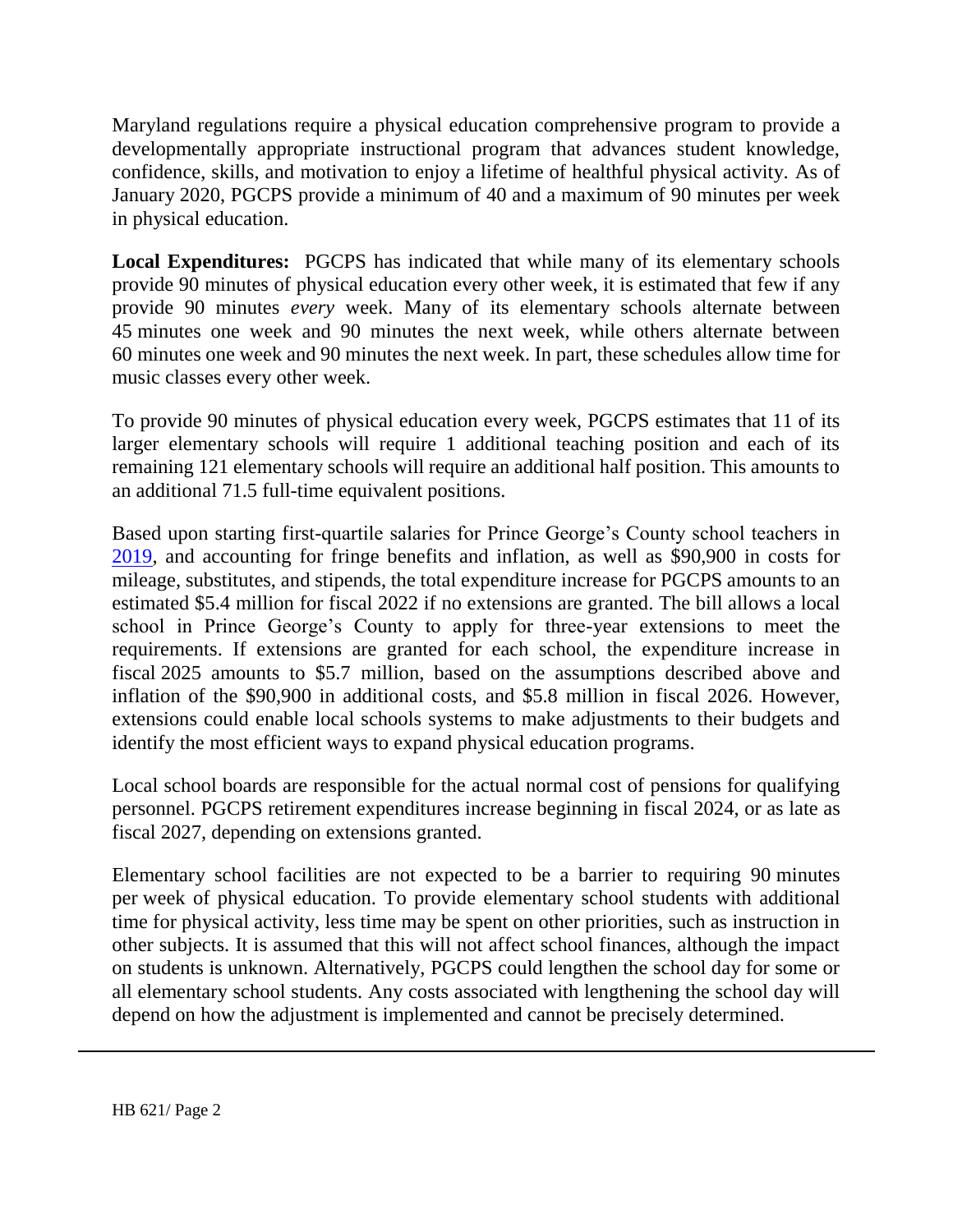Maryland regulations require a physical education comprehensive program to provide a developmentally appropriate instructional program that advances student knowledge, confidence, skills, and motivation to enjoy a lifetime of healthful physical activity. As of January 2020, PGCPS provide a minimum of 40 and a maximum of 90 minutes per week in physical education.

**Local Expenditures:** PGCPS has indicated that while many of its elementary schools provide 90 minutes of physical education every other week, it is estimated that few if any provide 90 minutes *every* week. Many of its elementary schools alternate between 45 minutes one week and 90 minutes the next week, while others alternate between 60 minutes one week and 90 minutes the next week. In part, these schedules allow time for music classes every other week.

To provide 90 minutes of physical education every week, PGCPS estimates that 11 of its larger elementary schools will require 1 additional teaching position and each of its remaining 121 elementary schools will require an additional half position. This amounts to an additional 71.5 full-time equivalent positions.

Based upon starting first-quartile salaries for Prince George's County school teachers in 2019, and accounting for fringe benefits and inflation, as well as $90,900 in costs for mileage, substitutes, and stipends, the total expenditure increase for PGCPS amounts to an estimated $5.4 million for fiscal 2022 if no extensions are granted. The bill allows a local school in Prince George's County to apply for three-year extensions to meet the requirements. If extensions are granted for each school, the expenditure increase in fiscal 2025 amounts to $5.7 million, based on the assumptions described above and inflation of the $90,900 in additional costs, and $5.8 million in fiscal 2026. However, extensions could enable local schools systems to make adjustments to their budgets and identify the most efficient ways to expand physical education programs.

Local school boards are responsible for the actual normal cost of pensions for qualifying personnel. PGCPS retirement expenditures increase beginning in fiscal 2024, or as late as fiscal 2027, depending on extensions granted.

Elementary school facilities are not expected to be a barrier to requiring 90 minutes per week of physical education. To provide elementary school students with additional time for physical activity, less time may be spent on other priorities, such as instruction in other subjects. It is assumed that this will not affect school finances, although the impact on students is unknown. Alternatively, PGCPS could lengthen the school day for some or all elementary school students. Any costs associated with lengthening the school day will depend on how the adjustment is implemented and cannot be precisely determined.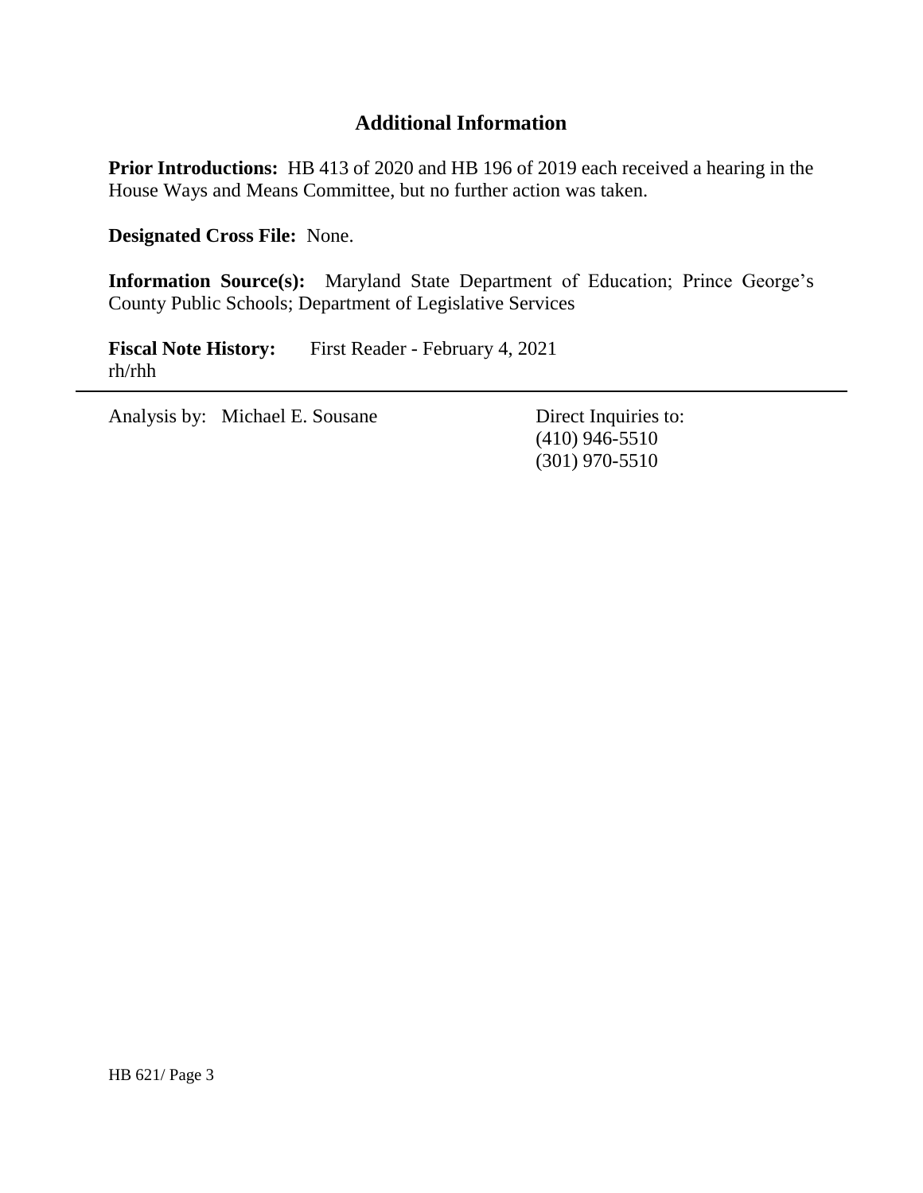## Additional Information

**Prior Introductions:** HB 413 of 2020 and HB 196 of 2019 each received a hearing in the House Ways and Means Committee, but no further action was taken.

**Designated Cross File:** None.

**Information Source(s):** Maryland State Department of Education; Prince George's County Public Schools; Department of Legislative Services

**Fiscal Note History:** First Reader - February 4, 2021
rh/rhh

---

Analysis by: Michael E. Sousane

Direct Inquiries to:
(410) 946-5510
(301) 970-5510